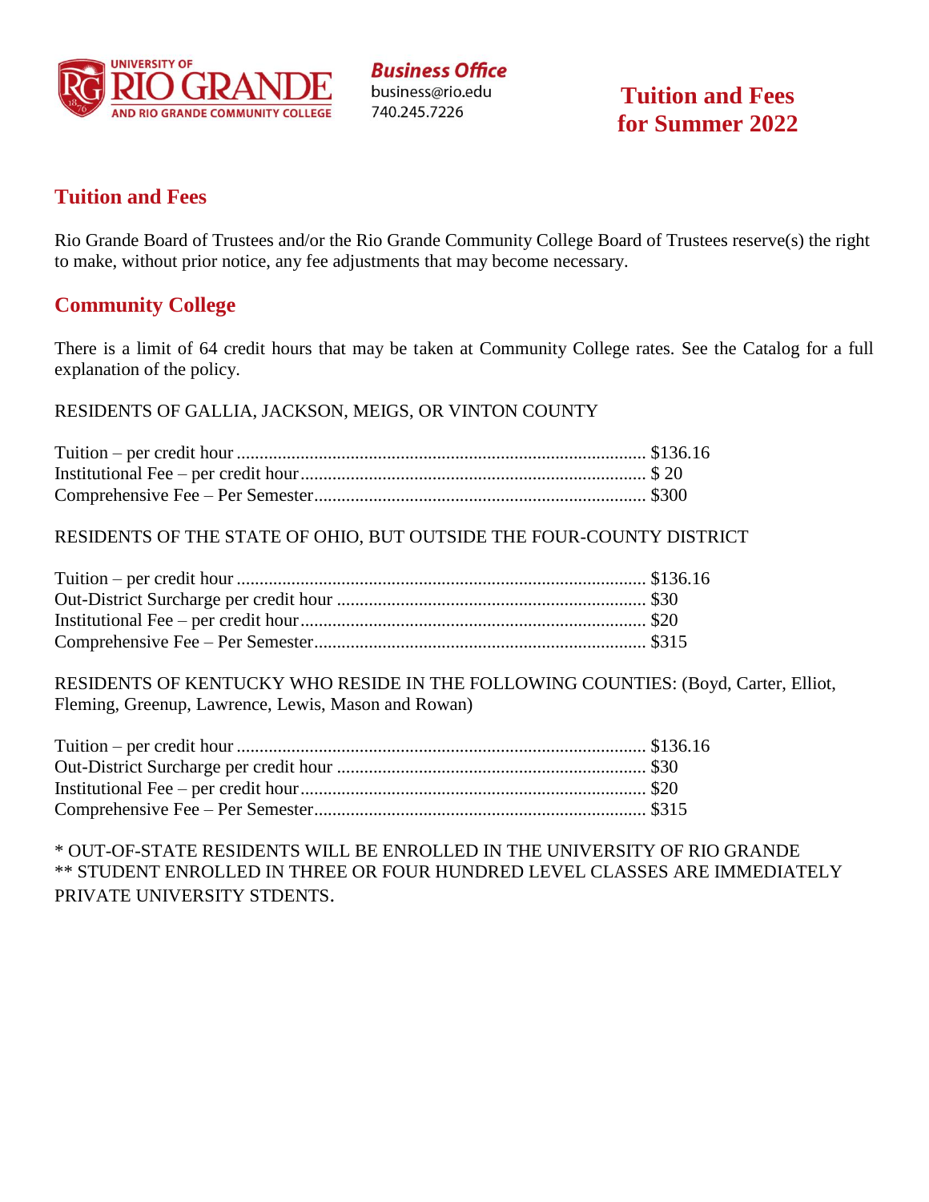University of Rio Grande and Rio Grande Community College

**Business Office**
business@rio.edu
740.245.7226

# Tuition and Fees for Summer 2022

## Tuition and Fees

Rio Grande Board of Trustees and/or the Rio Grande Community College Board of Trustees reserve(s) the right to make, without prior notice, any fee adjustments that may become necessary.

## Community College

There is a limit of 64 credit hours that may be taken at Community College rates. See the Catalog for a full explanation of the policy.

RESIDENTS OF GALLIA, JACKSON, MEIGS, OR VINTON COUNTY

Tuition – per credit hour ........................................................ $136.16
Institutional Fee – per credit hour ........................................... $ 20
Comprehensive Fee – Per Semester ........................................ $300

RESIDENTS OF THE STATE OF OHIO, BUT OUTSIDE THE FOUR-COUNTY DISTRICT

Tuition – per credit hour ........................................................ $136.16
Out-District Surcharge per credit hour ................................... $30
Institutional Fee – per credit hour ........................................... $20
Comprehensive Fee – Per Semester ........................................ $315

RESIDENTS OF KENTUCKY WHO RESIDE IN THE FOLLOWING COUNTIES: (Boyd, Carter, Elliot, Fleming, Greenup, Lawrence, Lewis, Mason and Rowan)

Tuition – per credit hour ........................................................ $136.16
Out-District Surcharge per credit hour ................................... $30
Institutional Fee – per credit hour ........................................... $20
Comprehensive Fee – Per Semester ........................................ $315

\* OUT-OF-STATE RESIDENTS WILL BE ENROLLED IN THE UNIVERSITY OF RIO GRANDE
\*\* STUDENT ENROLLED IN THREE OR FOUR HUNDRED LEVEL CLASSES ARE IMMEDIATELY PRIVATE UNIVERSITY STDENTS.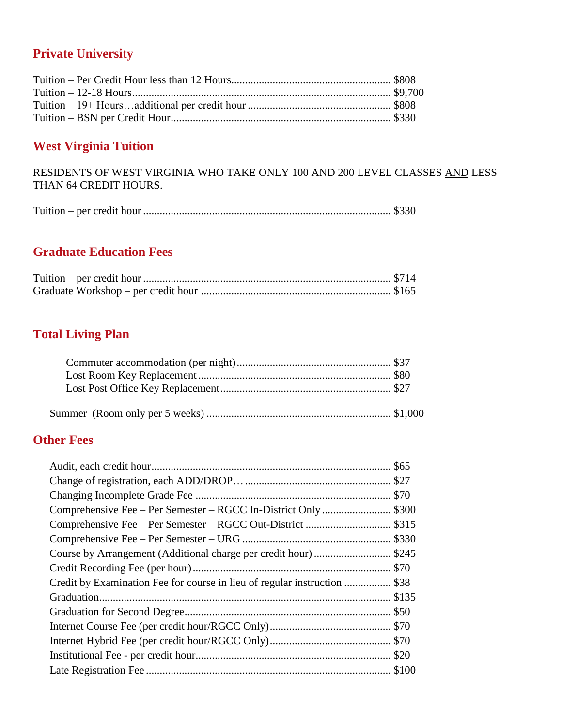## Private University

Tuition – Per Credit Hour less than 12 Hours........................................................ $808
Tuition – 12-18 Hours............................................................................................ $9,700
Tuition – 19+ Hours…additional per credit hour .................................................. $808
Tuition – BSN per Credit Hour............................................................................... $330

## West Virginia Tuition

RESIDENTS OF WEST VIRGINIA WHO TAKE ONLY 100 AND 200 LEVEL CLASSES AND LESS THAN 64 CREDIT HOURS.

Tuition – per credit hour ........................................................................................ $330

## Graduate Education Fees

Tuition – per credit hour ........................................................................................ $714
Graduate Workshop – per credit hour .................................................................... $165

## Total Living Plan

Commuter accommodation (per night)....................................................... $37
Lost Room Key Replacement..................................................................... $80
Lost Post Office Key Replacement............................................................. $27

Summer (Room only per 5 weeks) .................................................................. $1,000

## Other Fees

Audit, each credit hour...................................................................................... $65
Change of registration, each ADD/DROP… .................................................... $27
Changing Incomplete Grade Fee ...................................................................... $70
Comprehensive Fee – Per Semester – RGCC In-District Only ......................... $300
Comprehensive Fee – Per Semester – RGCC Out-District ............................... $315
Comprehensive Fee – Per Semester – URG ..................................................... $330
Course by Arrangement (Additional charge per credit hour) ............................ $245
Credit Recording Fee (per hour)....................................................................... $70
Credit by Examination Fee for course in lieu of regular instruction ................. $38
Graduation........................................................................................................ $135
Graduation for Second Degree.......................................................................... $50
Internet Course Fee (per credit hour/RGCC Only)............................................ $70
Internet Hybrid Fee (per credit hour/RGCC Only)............................................ $70
Institutional Fee - per credit hour...................................................................... $20
Late Registration Fee ........................................................................................ $100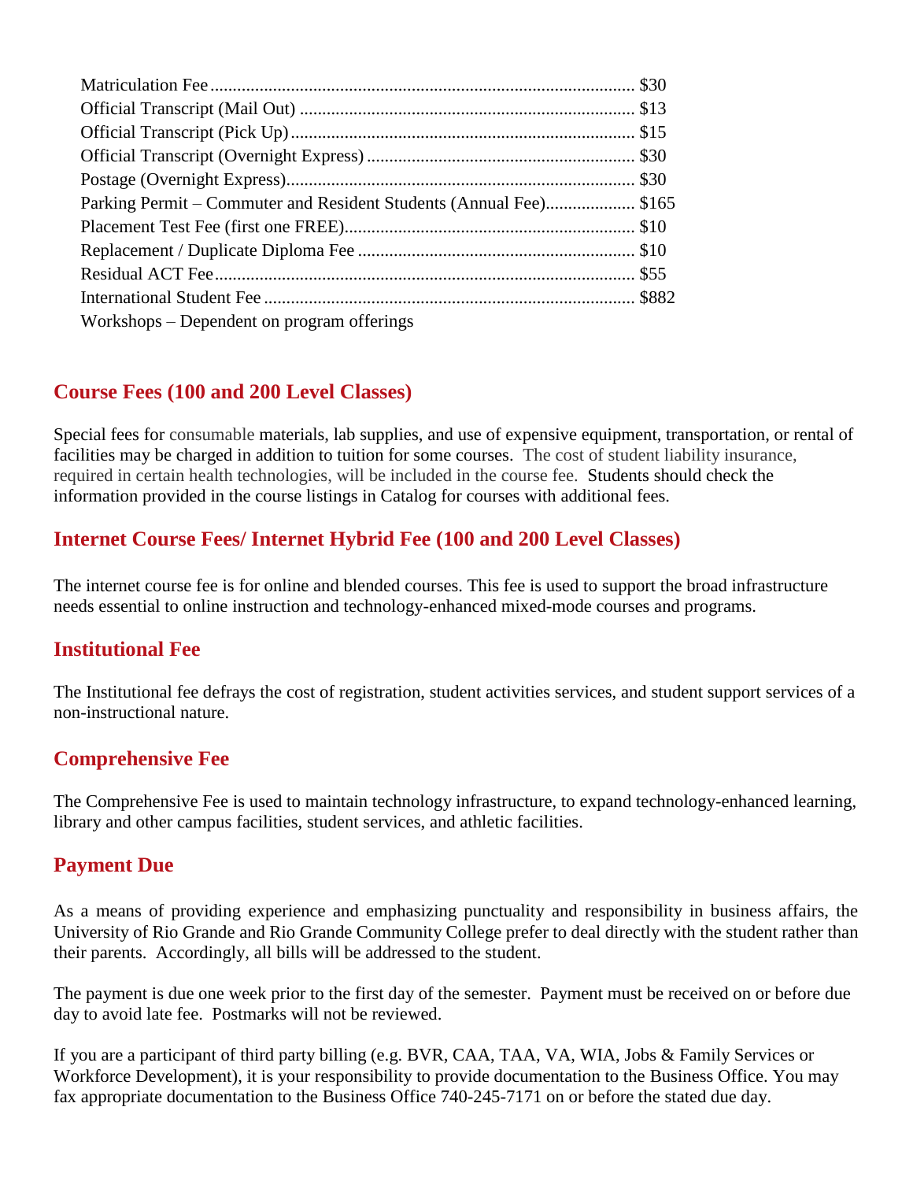Matriculation Fee .............................................................................................. $30
Official Transcript (Mail Out) .......................................................................... $13
Official Transcript (Pick Up) ............................................................................ $15
Official Transcript (Overnight Express) ........................................................... $30
Postage (Overnight Express) ............................................................................. $30
Parking Permit – Commuter and Resident Students (Annual Fee).................... $165
Placement Test Fee (first one FREE) ................................................................. $10
Replacement / Duplicate Diploma Fee ............................................................. $10
Residual ACT Fee ............................................................................................. $55
International Student Fee .................................................................................. $882
Workshops – Dependent on program offerings

## Course Fees (100 and 200 Level Classes)

Special fees for consumable materials, lab supplies, and use of expensive equipment, transportation, or rental of facilities may be charged in addition to tuition for some courses. The cost of student liability insurance, required in certain health technologies, will be included in the course fee. Students should check the information provided in the course listings in Catalog for courses with additional fees.

## Internet Course Fees/ Internet Hybrid Fee (100 and 200 Level Classes)

The internet course fee is for online and blended courses. This fee is used to support the broad infrastructure needs essential to online instruction and technology-enhanced mixed-mode courses and programs.

## Institutional Fee

The Institutional fee defrays the cost of registration, student activities services, and student support services of a non-instructional nature.

## Comprehensive Fee

The Comprehensive Fee is used to maintain technology infrastructure, to expand technology-enhanced learning, library and other campus facilities, student services, and athletic facilities.

## Payment Due

As a means of providing experience and emphasizing punctuality and responsibility in business affairs, the University of Rio Grande and Rio Grande Community College prefer to deal directly with the student rather than their parents. Accordingly, all bills will be addressed to the student.

The payment is due one week prior to the first day of the semester. Payment must be received on or before due day to avoid late fee. Postmarks will not be reviewed.

If you are a participant of third party billing (e.g. BVR, CAA, TAA, VA, WIA, Jobs & Family Services or Workforce Development), it is your responsibility to provide documentation to the Business Office. You may fax appropriate documentation to the Business Office 740-245-7171 on or before the stated due day.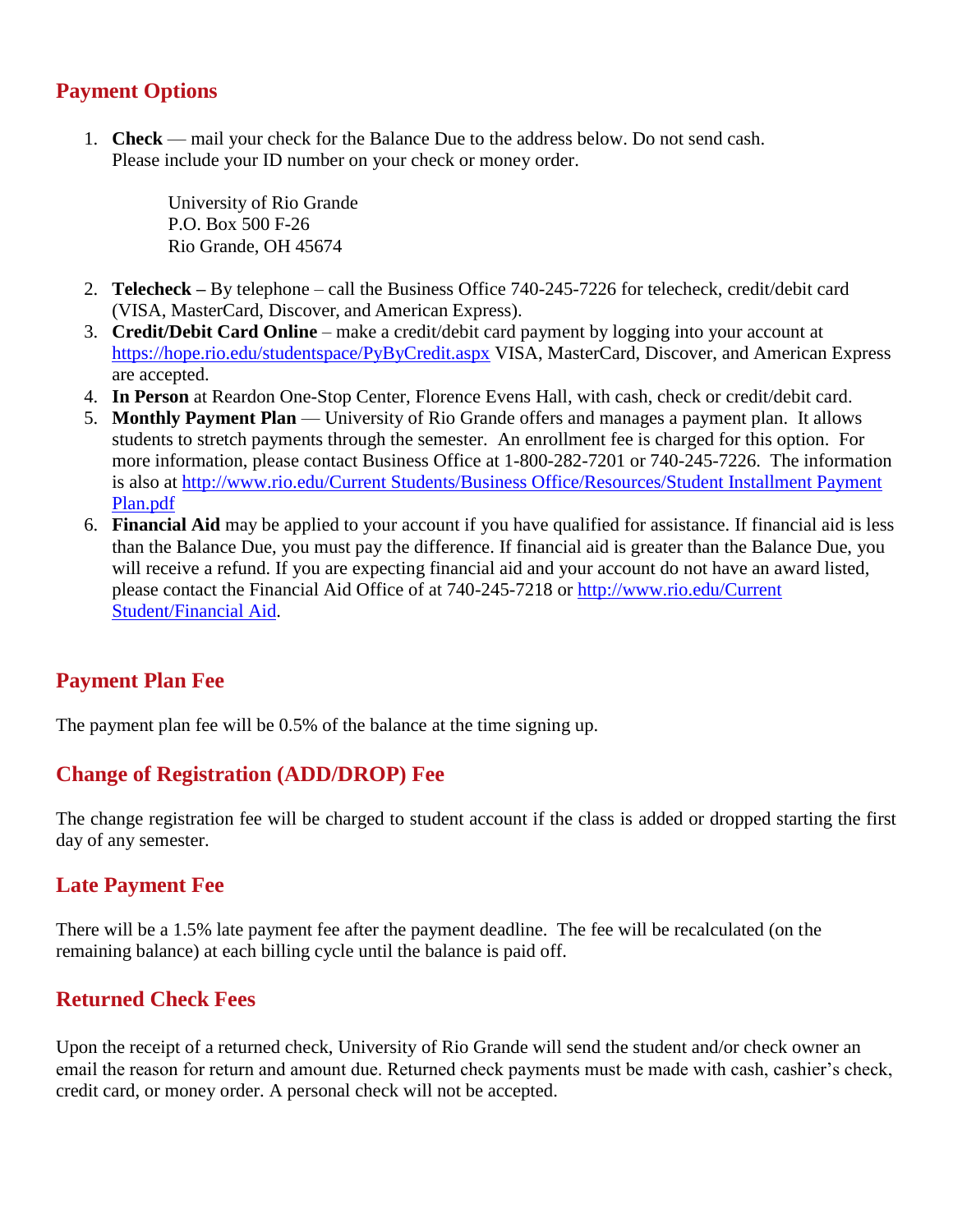## Payment Options

1. **Check** — mail your check for the Balance Due to the address below. Do not send cash. Please include your ID number on your check or money order.

   University of Rio Grande
   P.O. Box 500 F-26
   Rio Grande, OH 45674

2. **Telecheck –** By telephone – call the Business Office 740-245-7226 for telecheck, credit/debit card (VISA, MasterCard, Discover, and American Express).
3. **Credit/Debit Card Online** – make a credit/debit card payment by logging into your account at https://hope.rio.edu/studentspace/PyByCredit.aspx VISA, MasterCard, Discover, and American Express are accepted.
4. **In Person** at Reardon One-Stop Center, Florence Evens Hall, with cash, check or credit/debit card.
5. **Monthly Payment Plan** — University of Rio Grande offers and manages a payment plan. It allows students to stretch payments through the semester. An enrollment fee is charged for this option. For more information, please contact Business Office at 1-800-282-7201 or 740-245-7226. The information is also at http://www.rio.edu/Current Students/Business Office/Resources/Student Installment Payment Plan.pdf
6. **Financial Aid** may be applied to your account if you have qualified for assistance. If financial aid is less than the Balance Due, you must pay the difference. If financial aid is greater than the Balance Due, you will receive a refund. If you are expecting financial aid and your account do not have an award listed, please contact the Financial Aid Office of at 740-245-7218 or http://www.rio.edu/Current Student/Financial Aid.

## Payment Plan Fee

The payment plan fee will be 0.5% of the balance at the time signing up.

## Change of Registration (ADD/DROP) Fee

The change registration fee will be charged to student account if the class is added or dropped starting the first day of any semester.

## Late Payment Fee

There will be a 1.5% late payment fee after the payment deadline. The fee will be recalculated (on the remaining balance) at each billing cycle until the balance is paid off.

## Returned Check Fees

Upon the receipt of a returned check, University of Rio Grande will send the student and/or check owner an email the reason for return and amount due. Returned check payments must be made with cash, cashier's check, credit card, or money order. A personal check will not be accepted.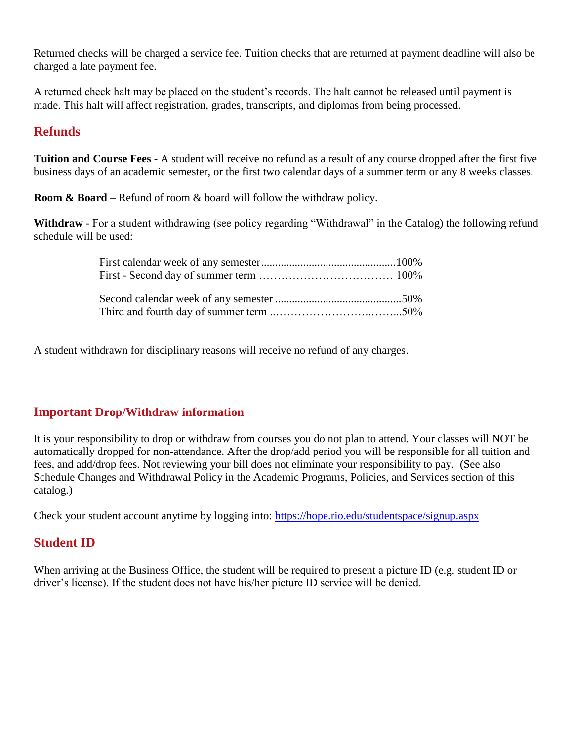Returned checks will be charged a service fee. Tuition checks that are returned at payment deadline will also be charged a late payment fee.

A returned check halt may be placed on the student's records. The halt cannot be released until payment is made. This halt will affect registration, grades, transcripts, and diplomas from being processed.

## Refunds

**Tuition and Course Fees** - A student will receive no refund as a result of any course dropped after the first five business days of an academic semester, or the first two calendar days of a summer term or any 8 weeks classes.

**Room & Board** – Refund of room & board will follow the withdraw policy.

**Withdraw** - For a student withdrawing (see policy regarding "Withdrawal" in the Catalog) the following refund schedule will be used:

First calendar week of any semester................................................100%
First - Second day of summer term ……………………………… 100%

Second calendar week of any semester .............................................50%
Third and fourth day of summer term ..…………………..……...50%

A student withdrawn for disciplinary reasons will receive no refund of any charges.

## Important Drop/Withdraw information

It is your responsibility to drop or withdraw from courses you do not plan to attend. Your classes will NOT be automatically dropped for non-attendance. After the drop/add period you will be responsible for all tuition and fees, and add/drop fees. Not reviewing your bill does not eliminate your responsibility to pay. (See also Schedule Changes and Withdrawal Policy in the Academic Programs, Policies, and Services section of this catalog.)

Check your student account anytime by logging into: https://hope.rio.edu/studentspace/signup.aspx

## Student ID

When arriving at the Business Office, the student will be required to present a picture ID (e.g. student ID or driver's license). If the student does not have his/her picture ID service will be denied.